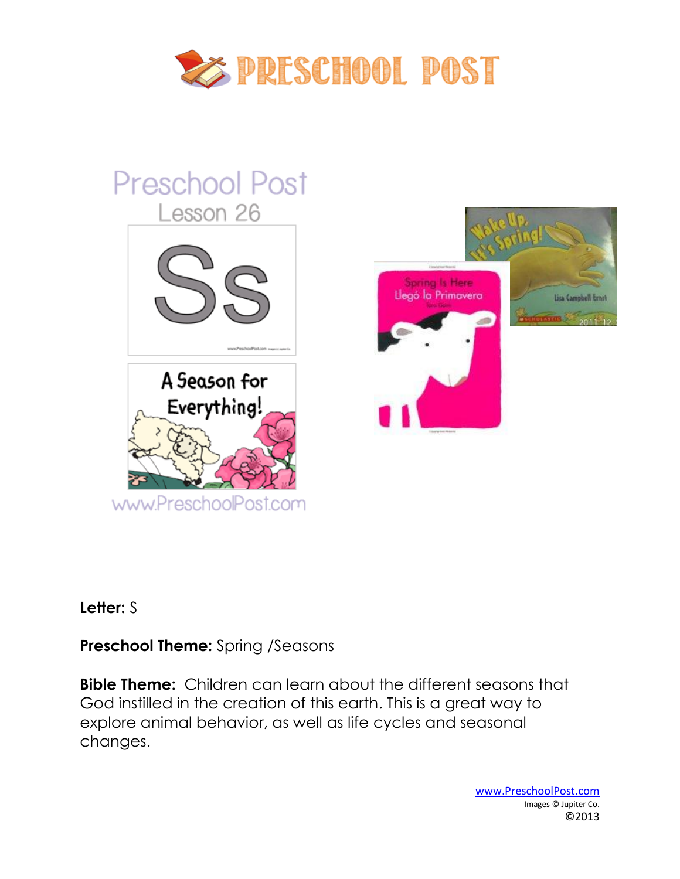# PRESCHOOL POST

Preschool Post
Lesson 26

Ss

A Season for Everything!

www.PreschoolPost.com

Wake Up, It's Spring!
Lisa Campbell Ernst

Spring Is Here
Llegó la Primavera

**Letter:** S

**Preschool Theme:** Spring /Seasons

**Bible Theme:** Children can learn about the different seasons that God instilled in the creation of this earth. This is a great way to explore animal behavior, as well as life cycles and seasonal changes.

www.PreschoolPost.com
Images © Jupiter Co.
©2013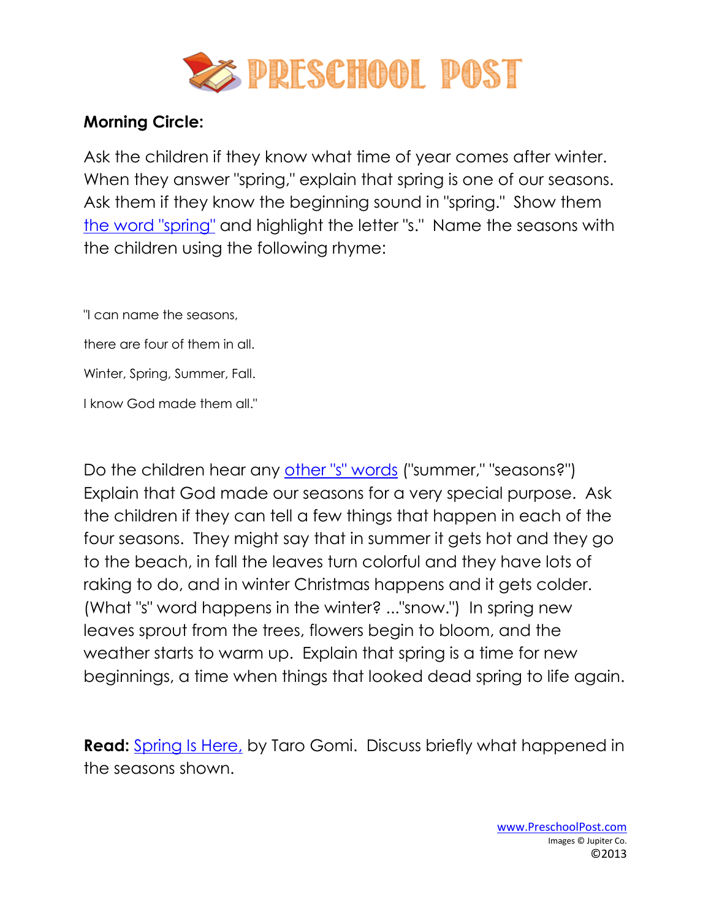**Morning Circle:**

Ask the children if they know what time of year comes after winter. When they answer "spring," explain that spring is one of our seasons. Ask them if they know the beginning sound in "spring." Show them the word "spring" and highlight the letter "s." Name the seasons with the children using the following rhyme:

"I can name the seasons,

there are four of them in all.

Winter, Spring, Summer, Fall.

I know God made them all."

Do the children hear any other "s" words ("summer," "seasons?") Explain that God made our seasons for a very special purpose. Ask the children if they can tell a few things that happen in each of the four seasons. They might say that in summer it gets hot and they go to the beach, in fall the leaves turn colorful and they have lots of raking to do, and in winter Christmas happens and it gets colder. (What "s" word happens in the winter? ..."snow.") In spring new leaves sprout from the trees, flowers begin to bloom, and the weather starts to warm up. Explain that spring is a time for new beginnings, a time when things that looked dead spring to life again.

**Read:** Spring Is Here, by Taro Gomi. Discuss briefly what happened in the seasons shown.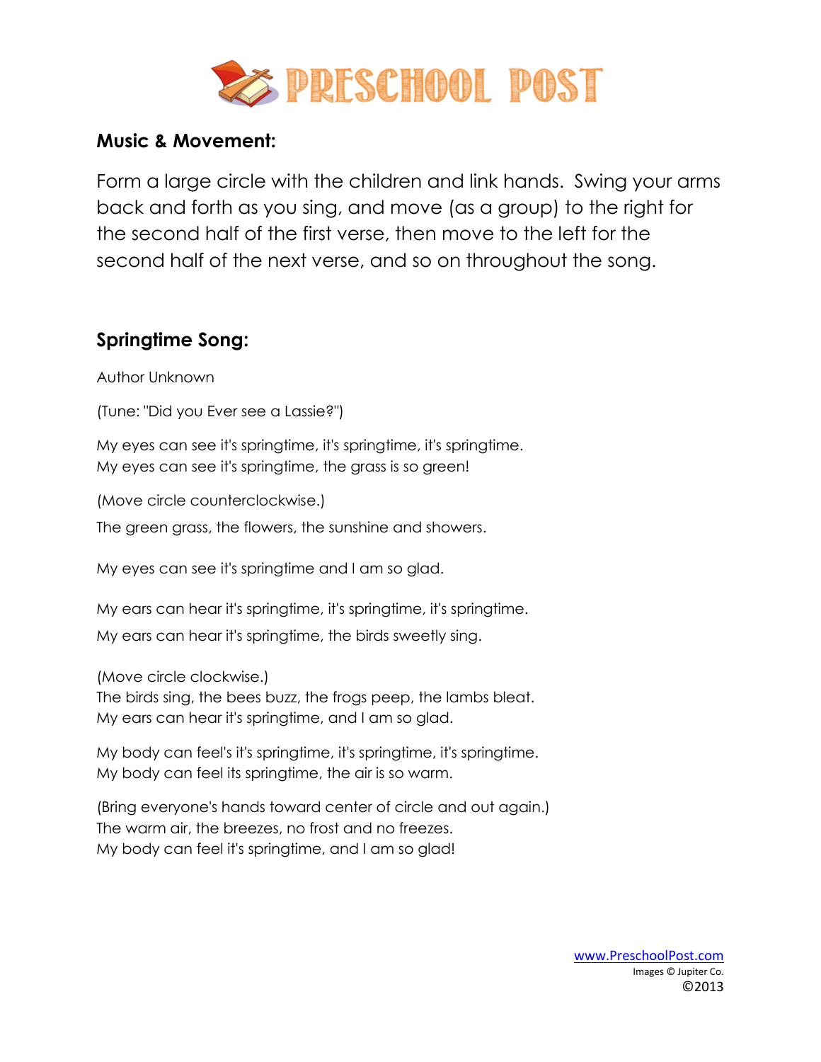**Music & Movement:**

Form a large circle with the children and link hands. Swing your arms back and forth as you sing, and move (as a group) to the right for the second half of the first verse, then move to the left for the second half of the next verse, and so on throughout the song.

**Springtime Song:**

Author Unknown

(Tune: "Did you Ever see a Lassie?")

My eyes can see it's springtime, it's springtime, it's springtime.
My eyes can see it's springtime, the grass is so green!

(Move circle counterclockwise.)

The green grass, the flowers, the sunshine and showers.

My eyes can see it's springtime and I am so glad.

My ears can hear it's springtime, it's springtime, it's springtime.

My ears can hear it's springtime, the birds sweetly sing.

(Move circle clockwise.)
The birds sing, the bees buzz, the frogs peep, the lambs bleat.
My ears can hear it's springtime, and I am so glad.

My body can feel's it's springtime, it's springtime, it's springtime.
My body can feel its springtime, the air is so warm.

(Bring everyone's hands toward center of circle and out again.)
The warm air, the breezes, no frost and no freezes.
My body can feel it's springtime, and I am so glad!

www.PreschoolPost.com
Images © Jupiter Co.
©2013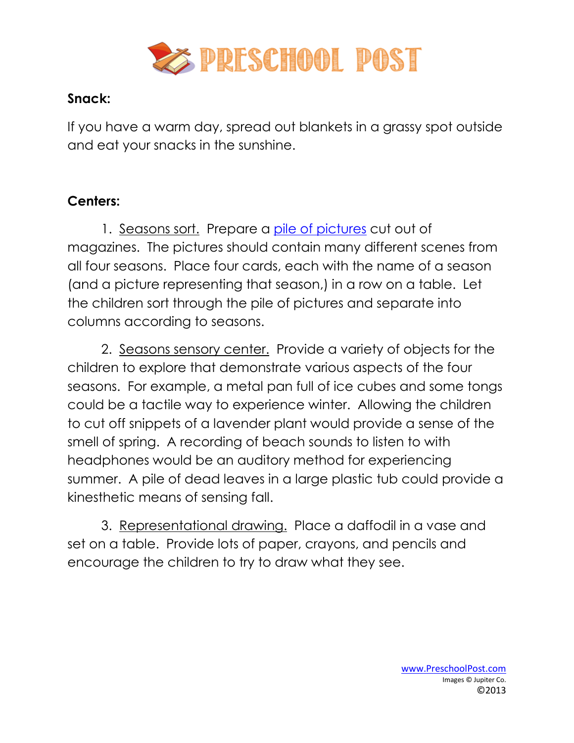**Snack:**

If you have a warm day, spread out blankets in a grassy spot outside and eat your snacks in the sunshine.

**Centers:**

1. Seasons sort. Prepare a pile of pictures cut out of magazines. The pictures should contain many different scenes from all four seasons. Place four cards, each with the name of a season (and a picture representing that season,) in a row on a table. Let the children sort through the pile of pictures and separate into columns according to seasons.

2. Seasons sensory center. Provide a variety of objects for the children to explore that demonstrate various aspects of the four seasons. For example, a metal pan full of ice cubes and some tongs could be a tactile way to experience winter. Allowing the children to cut off snippets of a lavender plant would provide a sense of the smell of spring. A recording of beach sounds to listen to with headphones would be an auditory method for experiencing summer. A pile of dead leaves in a large plastic tub could provide a kinesthetic means of sensing fall.

3. Representational drawing. Place a daffodil in a vase and set on a table. Provide lots of paper, crayons, and pencils and encourage the children to try to draw what they see.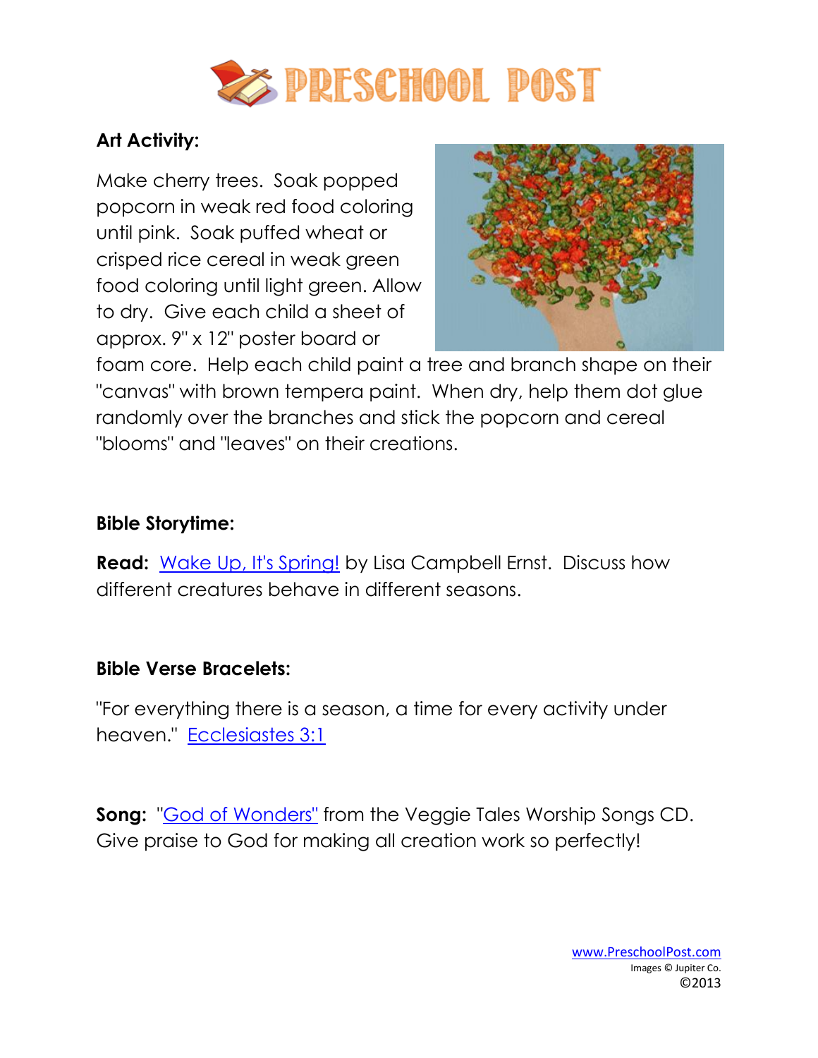**Art Activity:**

Make cherry trees. Soak popped popcorn in weak red food coloring until pink. Soak puffed wheat or crisped rice cereal in weak green food coloring until light green. Allow to dry. Give each child a sheet of approx. 9" x 12" poster board or foam core. Help each child paint a tree and branch shape on their "canvas" with brown tempera paint. When dry, help them dot glue randomly over the branches and stick the popcorn and cereal "blooms" and "leaves" on their creations.

**Bible Storytime:**

**Read:** Wake Up, It's Spring! by Lisa Campbell Ernst. Discuss how different creatures behave in different seasons.

**Bible Verse Bracelets:**

"For everything there is a season, a time for every activity under heaven." Ecclesiastes 3:1

**Song:** "God of Wonders" from the Veggie Tales Worship Songs CD. Give praise to God for making all creation work so perfectly!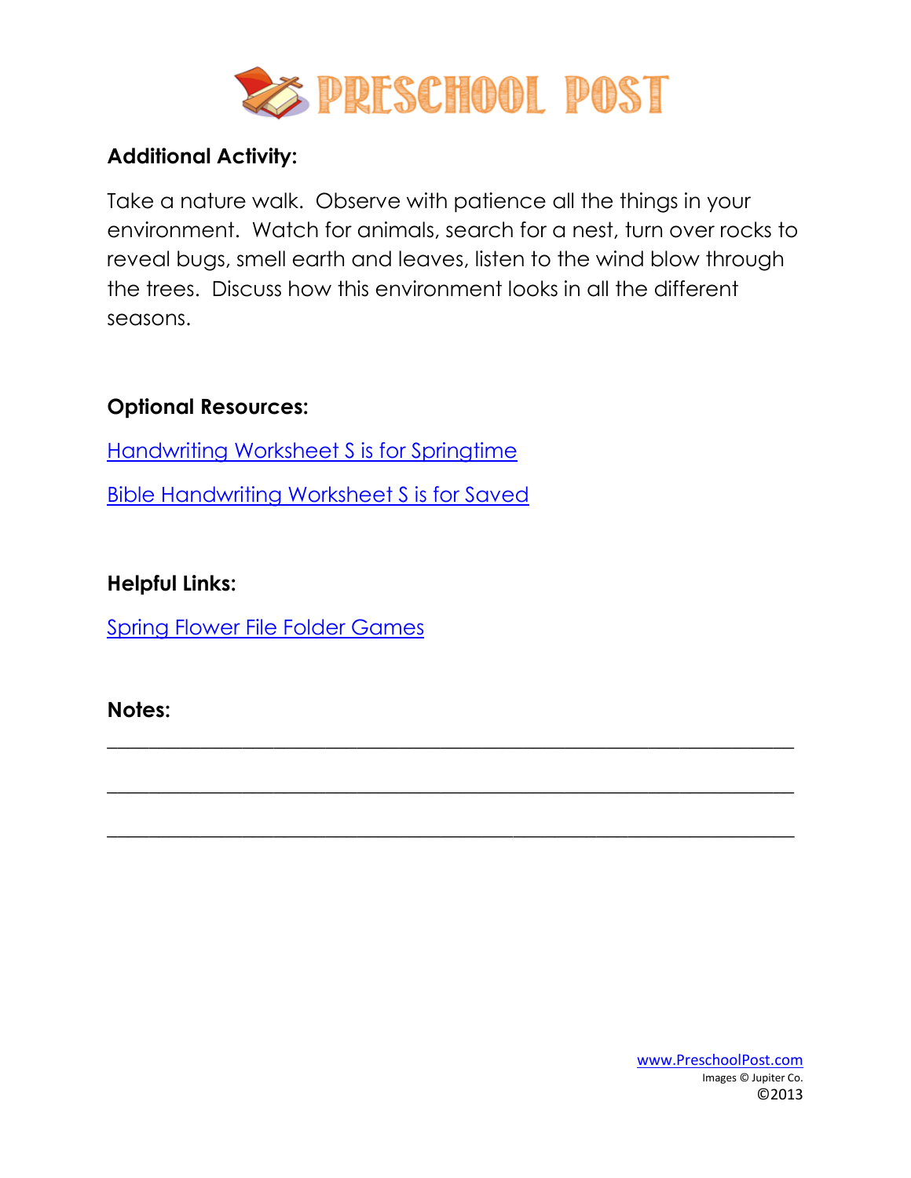# PRESCHOOL POST

**Additional Activity:**

Take a nature walk. Observe with patience all the things in your environment. Watch for animals, search for a nest, turn over rocks to reveal bugs, smell earth and leaves, listen to the wind blow through the trees. Discuss how this environment looks in all the different seasons.

**Optional Resources:**

Handwriting Worksheet S is for Springtime

Bible Handwriting Worksheet S is for Saved

**Helpful Links:**

Spring Flower File Folder Games

**Notes:**

\_\_\_\_\_\_\_\_\_\_\_\_\_\_\_\_\_\_\_\_\_\_\_\_\_\_\_\_\_\_\_\_\_\_\_\_\_\_\_\_\_\_\_\_\_\_\_\_\_\_\_\_\_\_\_\_\_\_\_\_

\_\_\_\_\_\_\_\_\_\_\_\_\_\_\_\_\_\_\_\_\_\_\_\_\_\_\_\_\_\_\_\_\_\_\_\_\_\_\_\_\_\_\_\_\_\_\_\_\_\_\_\_\_\_\_\_\_\_\_\_

\_\_\_\_\_\_\_\_\_\_\_\_\_\_\_\_\_\_\_\_\_\_\_\_\_\_\_\_\_\_\_\_\_\_\_\_\_\_\_\_\_\_\_\_\_\_\_\_\_\_\_\_\_\_\_\_\_\_\_\_

www.PreschoolPost.com
Images © Jupiter Co.
©2013